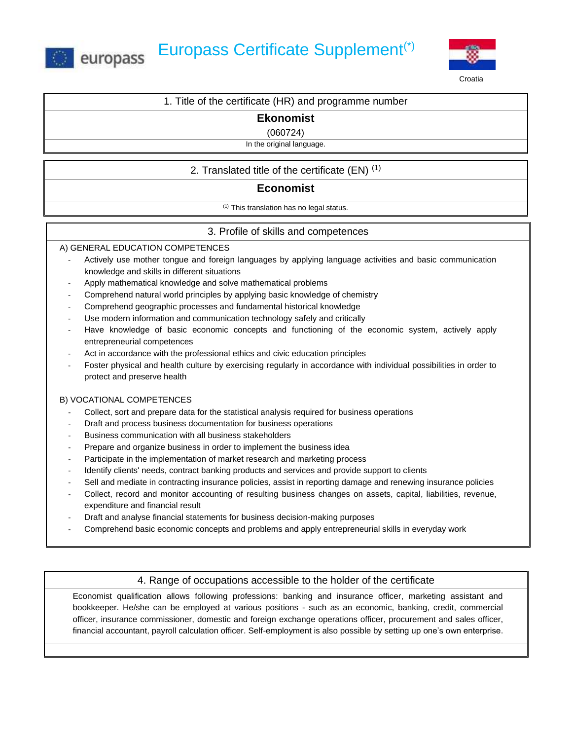europass

# Europass Certificate Supplement(*)

Croatia

## 1. Title of the certificate (HR) and programme number

**Ekonomist**

(060724)

In the original language.

## 2. Translated title of the certificate (EN) [1]

**Economist**

[1] This translation has no legal status.

## 3. Profile of skills and competences

A) GENERAL EDUCATION COMPETENCES

- Actively use mother tongue and foreign languages by applying language activities and basic communication knowledge and skills in different situations
- Apply mathematical knowledge and solve mathematical problems
- Comprehend natural world principles by applying basic knowledge of chemistry
- Comprehend geographic processes and fundamental historical knowledge
- Use modern information and communication technology safely and critically
- Have knowledge of basic economic concepts and functioning of the economic system, actively apply entrepreneurial competences
- Act in accordance with the professional ethics and civic education principles
- Foster physical and health culture by exercising regularly in accordance with individual possibilities in order to protect and preserve health

B) VOCATIONAL COMPETENCES

- Collect, sort and prepare data for the statistical analysis required for business operations
- Draft and process business documentation for business operations
- Business communication with all business stakeholders
- Prepare and organize business in order to implement the business idea
- Participate in the implementation of market research and marketing process
- Identify clients' needs, contract banking products and services and provide support to clients
- Sell and mediate in contracting insurance policies, assist in reporting damage and renewing insurance policies
- Collect, record and monitor accounting of resulting business changes on assets, capital, liabilities, revenue, expenditure and financial result
- Draft and analyse financial statements for business decision-making purposes
- Comprehend basic economic concepts and problems and apply entrepreneurial skills in everyday work

## 4. Range of occupations accessible to the holder of the certificate

Economist qualification allows following professions: banking and insurance officer, marketing assistant and bookkeeper. He/she can be employed at various positions - such as an economic, banking, credit, commercial officer, insurance commissioner, domestic and foreign exchange operations officer, procurement and sales officer, financial accountant, payroll calculation officer. Self-employment is also possible by setting up one's own enterprise.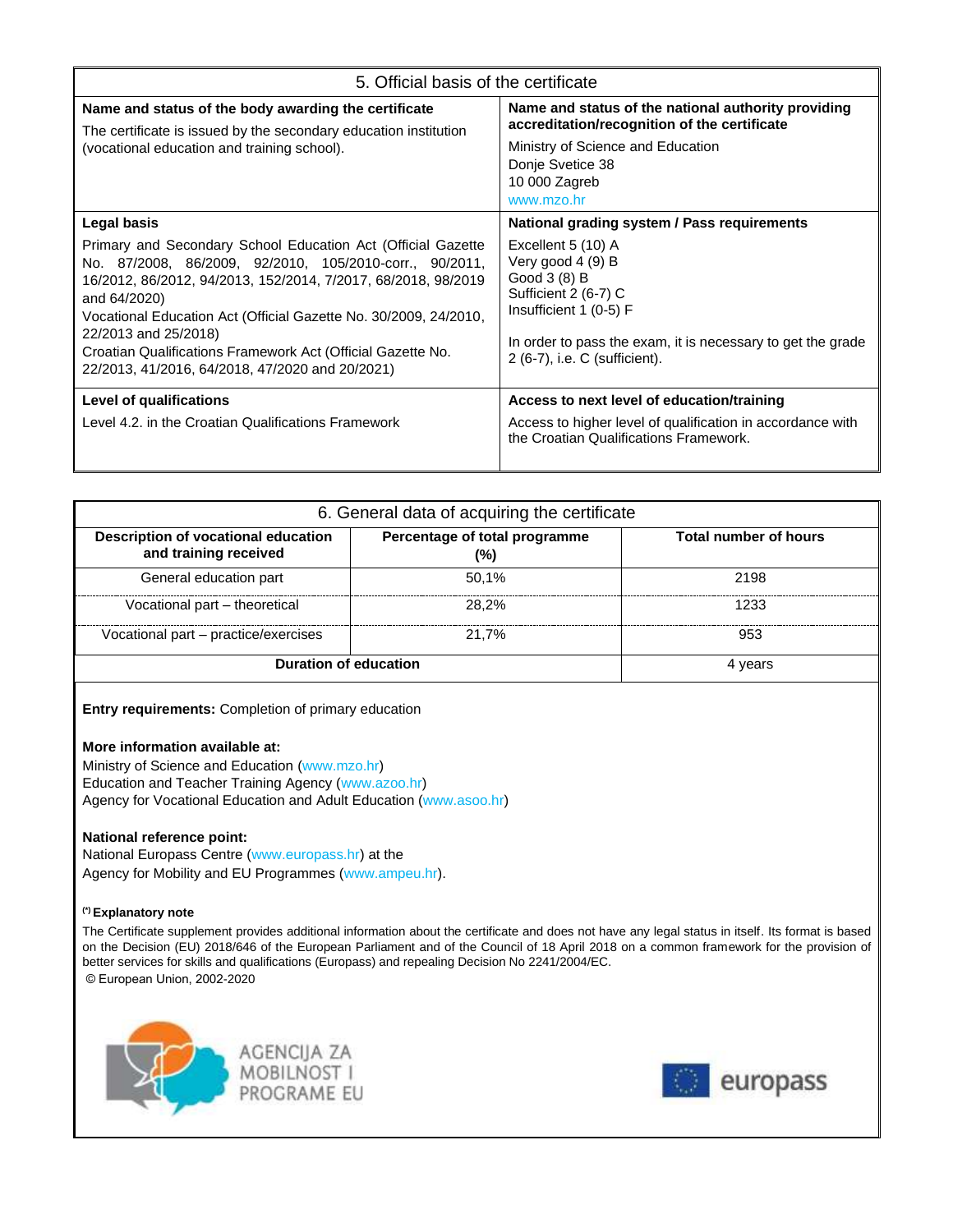## 5. Official basis of the certificate

| Name and status of the body awarding the certificate | Name and status of the national authority providing accreditation/recognition of the certificate |
|---|---|
| The certificate is issued by the secondary education institution (vocational education and training school). | Ministry of Science and Education<br>Donje Svetice 38<br>10 000 Zagreb<br>www.mzo.hr |
| **Legal basis** | **National grading system / Pass requirements** |
| Primary and Secondary School Education Act (Official Gazette No. 87/2008, 86/2009, 92/2010, 105/2010-corr., 90/2011, 16/2012, 86/2012, 94/2013, 152/2014, 7/2017, 68/2018, 98/2019 and 64/2020)<br>Vocational Education Act (Official Gazette No. 30/2009, 24/2010, 22/2013 and 25/2018)<br>Croatian Qualifications Framework Act (Official Gazette No. 22/2013, 41/2016, 64/2018, 47/2020 and 20/2021) | Excellent 5 (10) A<br>Very good 4 (9) B<br>Good 3 (8) B<br>Sufficient 2 (6-7) C<br>Insufficient 1 (0-5) F<br><br>In order to pass the exam, it is necessary to get the grade 2 (6-7), i.e. C (sufficient). |
| **Level of qualifications** | **Access to next level of education/training** |
| Level 4.2. in the Croatian Qualifications Framework | Access to higher level of qualification in accordance with the Croatian Qualifications Framework. |

## 6. General data of acquiring the certificate

| Description of vocational education and training received | Percentage of total programme (%) | Total number of hours |
|---|---|---|
| General education part | 50,1% | 2198 |
| Vocational part – theoretical | 28,2% | 1233 |
| Vocational part – practice/exercises | 21,7% | 953 |
| **Duration of education** | | 4 years |

**Entry requirements:** Completion of primary education

**More information available at:**
Ministry of Science and Education (www.mzo.hr)
Education and Teacher Training Agency (www.azoo.hr)
Agency for Vocational Education and Adult Education (www.asoo.hr)

**National reference point:**
National Europass Centre (www.europass.hr) at the
Agency for Mobility and EU Programmes (www.ampeu.hr).

**(*) Explanatory note**

The Certificate supplement provides additional information about the certificate and does not have any legal status in itself. Its format is based on the Decision (EU) 2018/646 of the European Parliament and of the Council of 18 April 2018 on a common framework for the provision of better services for skills and qualifications (Europass) and repealing Decision No 2241/2004/EC.

© European Union, 2002-2020

AGENCIJA ZA MOBILNOST I PROGRAME EU

europass